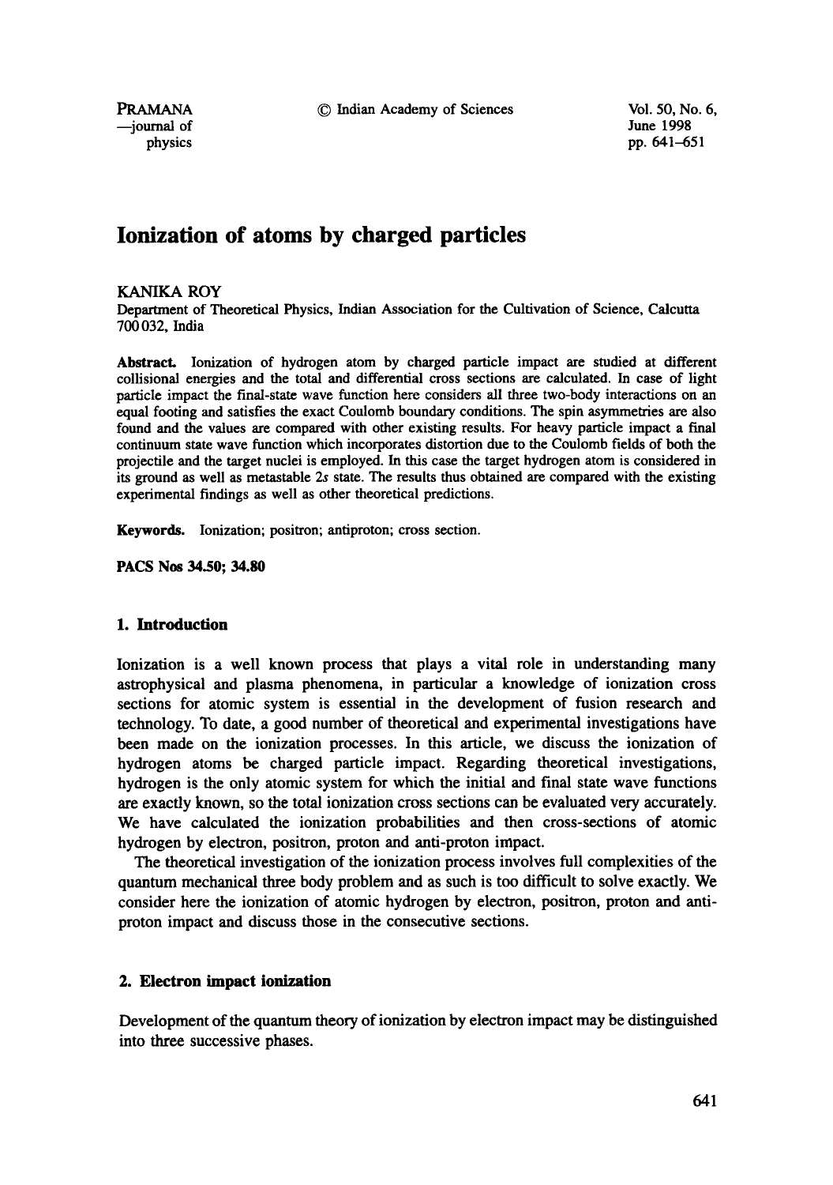# Ionization of atoms by charged particles

KANIKA ROY

Department of Theoretical Physics, Indian Association for the Cultivation of Science, Calcutta 700 032, India

**Abstract.** Ionization of hydrogen atom by charged particle impact are studied at different collisional energies and the total and differential cross sections are calculated. In case of light particle impact the final-state wave function here considers all three two-body interactions on an equal footing and satisfies the exact Coulomb boundary conditions. The spin asymmetries are also found and the values are compared with other existing results. For heavy particle impact a final continuum state wave function which incorporates distortion due to the Coulomb fields of both the projectile and the target nuclei is employed. In this case the target hydrogen atom is considered in its ground as well as metastable $2s$ state. The results thus obtained are compared with the existing experimental findings as well as other theoretical predictions.

**Keywords.** Ionization; positron; antiproton; cross section.

**PACS Nos 34.50; 34.80**

## 1. Introduction

Ionization is a well known process that plays a vital role in understanding many astrophysical and plasma phenomena, in particular a knowledge of ionization cross sections for atomic system is essential in the development of fusion research and technology. To date, a good number of theoretical and experimental investigations have been made on the ionization processes. In this article, we discuss the ionization of hydrogen atoms be charged particle impact. Regarding theoretical investigations, hydrogen is the only atomic system for which the initial and final state wave functions are exactly known, so the total ionization cross sections can be evaluated very accurately. We have calculated the ionization probabilities and then cross-sections of atomic hydrogen by electron, positron, proton and anti-proton impact.

The theoretical investigation of the ionization process involves full complexities of the quantum mechanical three body problem and as such is too difficult to solve exactly. We consider here the ionization of atomic hydrogen by electron, positron, proton and anti-proton impact and discuss those in the consecutive sections.

## 2. Electron impact ionization

Development of the quantum theory of ionization by electron impact may be distinguished into three successive phases.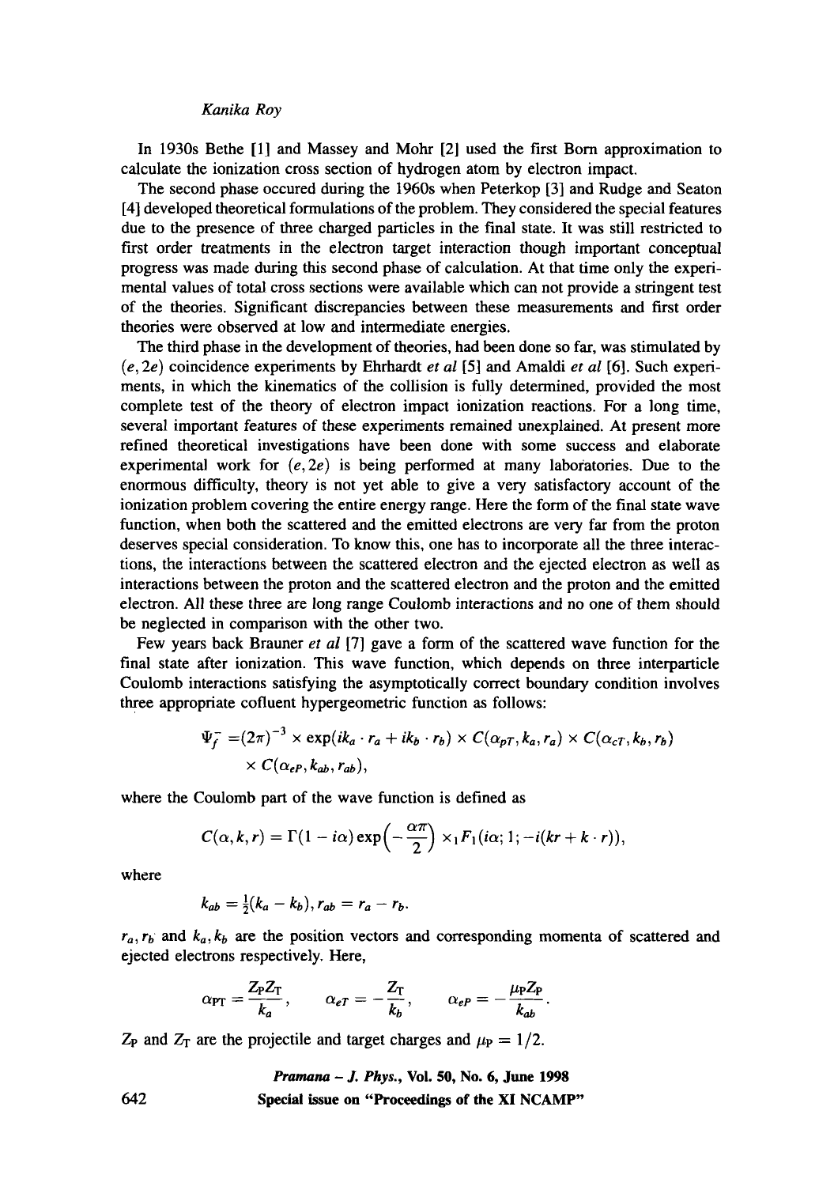In 1930s Bethe [1] and Massey and Mohr [2] used the first Born approximation to calculate the ionization cross section of hydrogen atom by electron impact.

The second phase occured during the 1960s when Peterkop [3] and Rudge and Seaton [4] developed theoretical formulations of the problem. They considered the special features due to the presence of three charged particles in the final state. It was still restricted to first order treatments in the electron target interaction though important conceptual progress was made during this second phase of calculation. At that time only the experimental values of total cross sections were available which can not provide a stringent test of the theories. Significant discrepancies between these measurements and first order theories were observed at low and intermediate energies.

The third phase in the development of theories, had been done so far, was stimulated by $(e, 2e)$ coincidence experiments by Ehrhardt *et al* [5] and Amaldi *et al* [6]. Such experiments, in which the kinematics of the collision is fully determined, provided the most complete test of the theory of electron impact ionization reactions. For a long time, several important features of these experiments remained unexplained. At present more refined theoretical investigations have been done with some success and elaborate experimental work for $(e, 2e)$ is being performed at many laboratories. Due to the enormous difficulty, theory is not yet able to give a very satisfactory account of the ionization problem covering the entire energy range. Here the form of the final state wave function, when both the scattered and the emitted electrons are very far from the proton deserves special consideration. To know this, one has to incorporate all the three interactions, the interactions between the scattered electron and the ejected electron as well as interactions between the proton and the scattered electron and the proton and the emitted electron. All these three are long range Coulomb interactions and no one of them should be neglected in comparison with the other two.

Few years back Brauner *et al* [7] gave a form of the scattered wave function for the final state after ionization. This wave function, which depends on three interparticle Coulomb interactions satisfying the asymptotically correct boundary condition involves three appropriate cofluent hypergeometric function as follows:

$$\Psi_f^- = (2\pi)^{-3} \times \exp(ik_a \cdot r_a + ik_b \cdot r_b) \times C(\alpha_{pT}, k_a, r_a) \times C(\alpha_{cT}, k_b, r_b) \times C(\alpha_{eP}, k_{ab}, r_{ab}),$$

where the Coulomb part of the wave function is defined as

$$C(\alpha, k, r) = \Gamma(1 - i\alpha) \exp\left(-\frac{\alpha\pi}{2}\right) \times {}_1F_1(i\alpha; 1; -i(kr + k \cdot r)),$$

where

$$k_{ab} = \tfrac{1}{2}(k_a - k_b), r_{ab} = r_a - r_b.$$

$r_a, r_b$ and $k_a, k_b$ are the position vectors and corresponding momenta of scattered and ejected electrons respectively. Here,

$$\alpha_{\mathrm{PT}} = \frac{Z_{\mathrm{P}} Z_{\mathrm{T}}}{k_a}, \qquad \alpha_{eT} = -\frac{Z_{\mathrm{T}}}{k_b}, \qquad \alpha_{eP} = -\frac{\mu_{\mathrm{P}} Z_{\mathrm{P}}}{k_{ab}}.$$

$Z_{\mathrm{P}}$ and $Z_{\mathrm{T}}$ are the projectile and target charges and $\mu_{\mathrm{P}} = 1/2$.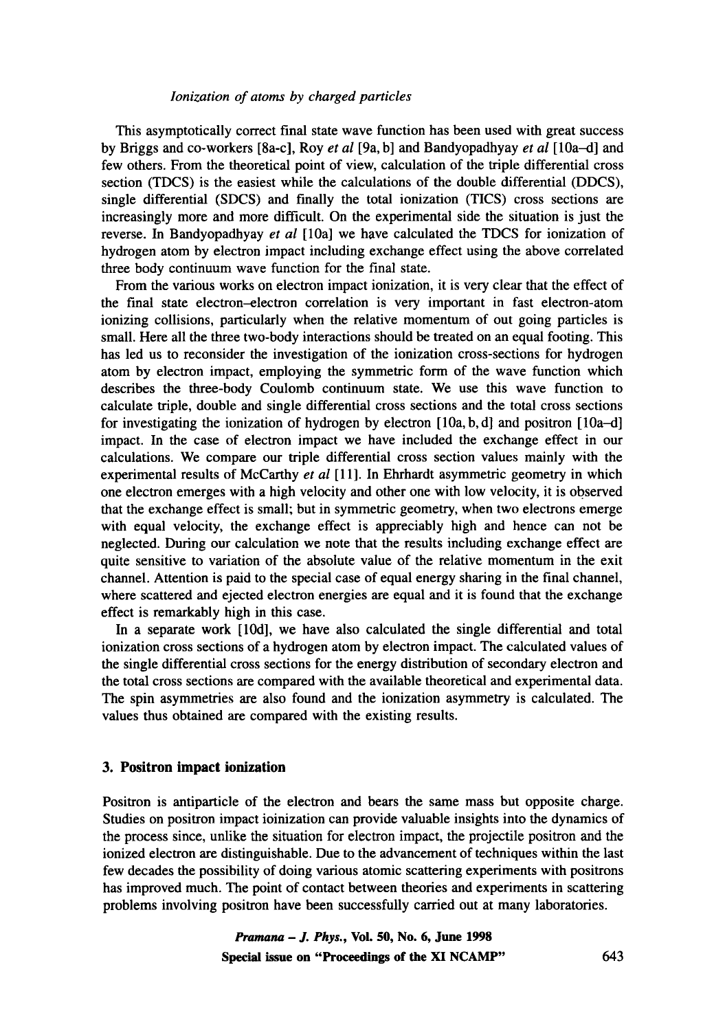This asymptotically correct final state wave function has been used with great success by Briggs and co-workers [8a-c], Roy *et al* [9a, b] and Bandyopadhyay *et al* [10a–d] and few others. From the theoretical point of view, calculation of the triple differential cross section (TDCS) is the easiest while the calculations of the double differential (DDCS), single differential (SDCS) and finally the total ionization (TICS) cross sections are increasingly more and more difficult. On the experimental side the situation is just the reverse. In Bandyopadhyay *et al* [10a] we have calculated the TDCS for ionization of hydrogen atom by electron impact including exchange effect using the above correlated three body continuum wave function for the final state.

From the various works on electron impact ionization, it is very clear that the effect of the final state electron–electron correlation is very important in fast electron-atom ionizing collisions, particularly when the relative momentum of out going particles is small. Here all the three two-body interactions should be treated on an equal footing. This has led us to reconsider the investigation of the ionization cross-sections for hydrogen atom by electron impact, employing the symmetric form of the wave function which describes the three-body Coulomb continuum state. We use this wave function to calculate triple, double and single differential cross sections and the total cross sections for investigating the ionization of hydrogen by electron [10a, b, d] and positron [10a–d] impact. In the case of electron impact we have included the exchange effect in our calculations. We compare our triple differential cross section values mainly with the experimental results of McCarthy *et al* [11]. In Ehrhardt asymmetric geometry in which one electron emerges with a high velocity and other one with low velocity, it is observed that the exchange effect is small; but in symmetric geometry, when two electrons emerge with equal velocity, the exchange effect is appreciably high and hence can not be neglected. During our calculation we note that the results including exchange effect are quite sensitive to variation of the absolute value of the relative momentum in the exit channel. Attention is paid to the special case of equal energy sharing in the final channel, where scattered and ejected electron energies are equal and it is found that the exchange effect is remarkably high in this case.

In a separate work [10d], we have also calculated the single differential and total ionization cross sections of a hydrogen atom by electron impact. The calculated values of the single differential cross sections for the energy distribution of secondary electron and the total cross sections are compared with the available theoretical and experimental data. The spin asymmetries are also found and the ionization asymmetry is calculated. The values thus obtained are compared with the existing results.

## 3. Positron impact ionization

Positron is antiparticle of the electron and bears the same mass but opposite charge. Studies on positron impact ioinization can provide valuable insights into the dynamics of the process since, unlike the situation for electron impact, the projectile positron and the ionized electron are distinguishable. Due to the advancement of techniques within the last few decades the possibility of doing various atomic scattering experiments with positrons has improved much. The point of contact between theories and experiments in scattering problems involving positron have been successfully carried out at many laboratories.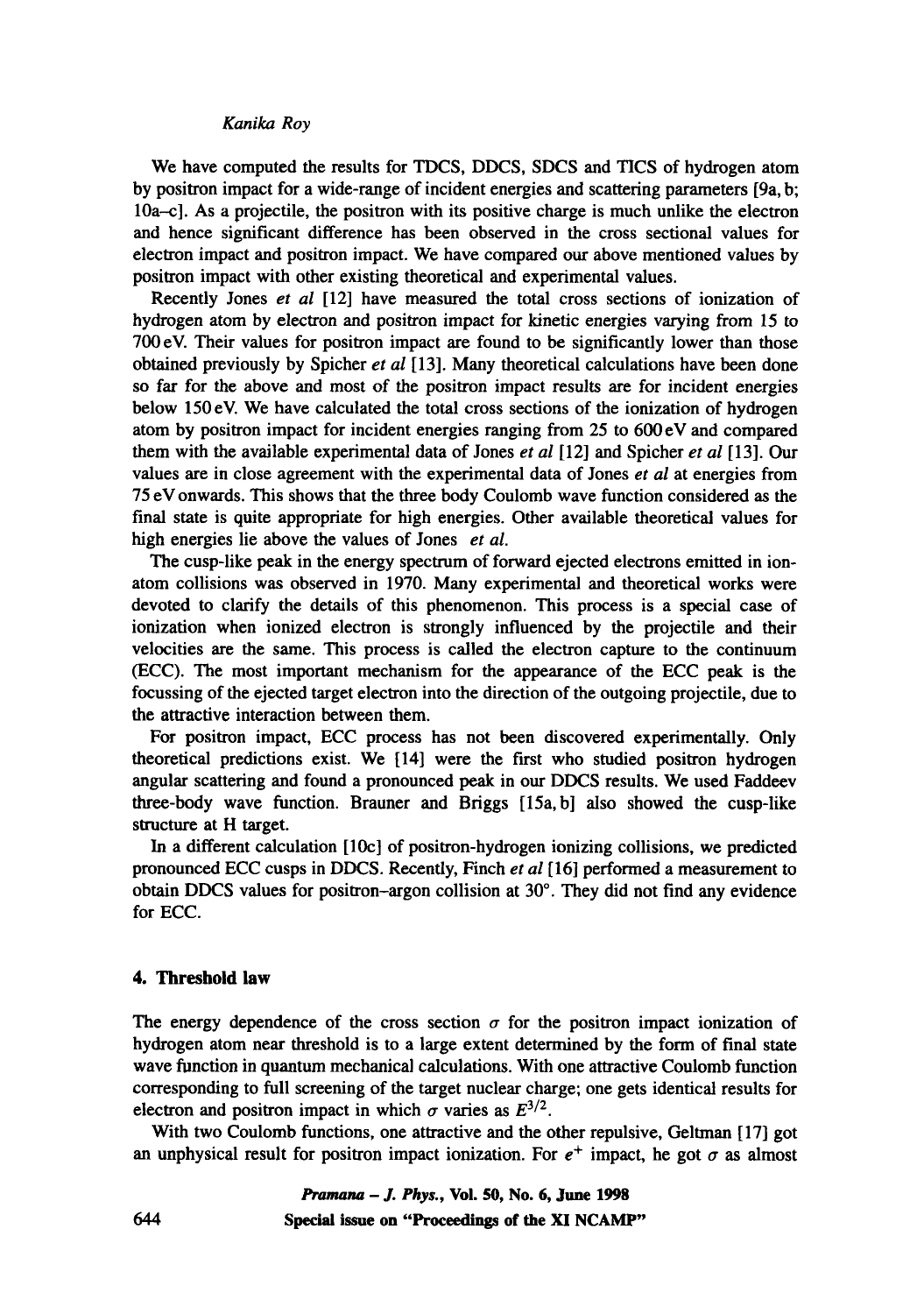We have computed the results for TDCS, DDCS, SDCS and TICS of hydrogen atom by positron impact for a wide-range of incident energies and scattering parameters [9a, b; 10a–c]. As a projectile, the positron with its positive charge is much unlike the electron and hence significant difference has been observed in the cross sectional values for electron impact and positron impact. We have compared our above mentioned values by positron impact with other existing theoretical and experimental values.

Recently Jones *et al* [12] have measured the total cross sections of ionization of hydrogen atom by electron and positron impact for kinetic energies varying from 15 to 700 eV. Their values for positron impact are found to be significantly lower than those obtained previously by Spicher *et al* [13]. Many theoretical calculations have been done so far for the above and most of the positron impact results are for incident energies below 150 eV. We have calculated the total cross sections of the ionization of hydrogen atom by positron impact for incident energies ranging from 25 to 600 eV and compared them with the available experimental data of Jones *et al* [12] and Spicher *et al* [13]. Our values are in close agreement with the experimental data of Jones *et al* at energies from 75 eV onwards. This shows that the three body Coulomb wave function considered as the final state is quite appropriate for high energies. Other available theoretical values for high energies lie above the values of Jones *et al.*

The cusp-like peak in the energy spectrum of forward ejected electrons emitted in ion-atom collisions was observed in 1970. Many experimental and theoretical works were devoted to clarify the details of this phenomenon. This process is a special case of ionization when ionized electron is strongly influenced by the projectile and their velocities are the same. This process is called the electron capture to the continuum (ECC). The most important mechanism for the appearance of the ECC peak is the focussing of the ejected target electron into the direction of the outgoing projectile, due to the attractive interaction between them.

For positron impact, ECC process has not been discovered experimentally. Only theoretical predictions exist. We [14] were the first who studied positron hydrogen angular scattering and found a pronounced peak in our DDCS results. We used Faddeev three-body wave function. Brauner and Briggs [15a, b] also showed the cusp-like structure at H target.

In a different calculation [10c] of positron-hydrogen ionizing collisions, we predicted pronounced ECC cusps in DDCS. Recently, Finch *et al* [16] performed a measurement to obtain DDCS values for positron–argon collision at 30°. They did not find any evidence for ECC.

## 4. Threshold law

The energy dependence of the cross section $\sigma$ for the positron impact ionization of hydrogen atom near threshold is to a large extent determined by the form of final state wave function in quantum mechanical calculations. With one attractive Coulomb function corresponding to full screening of the target nuclear charge; one gets identical results for electron and positron impact in which $\sigma$ varies as $E^{3/2}$.

With two Coulomb functions, one attractive and the other repulsive, Geltman [17] got an unphysical result for positron impact ionization. For $e^+$ impact, he got $\sigma$ as almost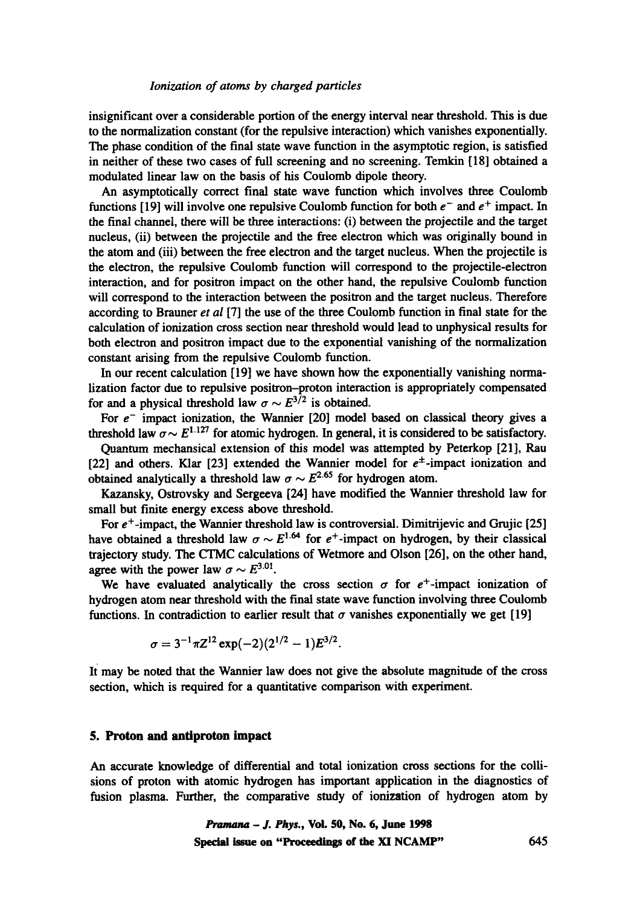insignificant over a considerable portion of the energy interval near threshold. This is due to the normalization constant (for the repulsive interaction) which vanishes exponentially. The phase condition of the final state wave function in the asymptotic region, is satisfied in neither of these two cases of full screening and no screening. Temkin [18] obtained a modulated linear law on the basis of his Coulomb dipole theory.

An asymptotically correct final state wave function which involves three Coulomb functions [19] will involve one repulsive Coulomb function for both $e^-$ and $e^+$ impact. In the final channel, there will be three interactions: (i) between the projectile and the target nucleus, (ii) between the projectile and the free electron which was originally bound in the atom and (iii) between the free electron and the target nucleus. When the projectile is the electron, the repulsive Coulomb function will correspond to the projectile-electron interaction, and for positron impact on the other hand, the repulsive Coulomb function will correspond to the interaction between the positron and the target nucleus. Therefore according to Brauner *et al* [7] the use of the three Coulomb function in final state for the calculation of ionization cross section near threshold would lead to unphysical results for both electron and positron impact due to the exponential vanishing of the normalization constant arising from the repulsive Coulomb function.

In our recent calculation [19] we have shown how the exponentially vanishing normalization factor due to repulsive positron–proton interaction is appropriately compensated for and a physical threshold law $\sigma \sim E^{3/2}$ is obtained.

For $e^-$ impact ionization, the Wannier [20] model based on classical theory gives a threshold law $\sigma \sim E^{1.127}$ for atomic hydrogen. In general, it is considered to be satisfactory.

Quantum mechansical extension of this model was attempted by Peterkop [21], Rau [22] and others. Klar [23] extended the Wannier model for $e^{\pm}$-impact ionization and obtained analytically a threshold law $\sigma \sim E^{2.65}$ for hydrogen atom.

Kazansky, Ostrovsky and Sergeeva [24] have modified the Wannier threshold law for small but finite energy excess above threshold.

For $e^+$-impact, the Wannier threshold law is controversial. Dimitrijevic and Grujic [25] have obtained a threshold law $\sigma \sim E^{1.64}$ for $e^+$-impact on hydrogen, by their classical trajectory study. The CTMC calculations of Wetmore and Olson [26], on the other hand, agree with the power law $\sigma \sim E^{3.01}$.

We have evaluated analytically the cross section $\sigma$ for $e^+$-impact ionization of hydrogen atom near threshold with the final state wave function involving three Coulomb functions. In contradiction to earlier result that $\sigma$ vanishes exponentially we get [19]

$$\sigma = 3^{-1}\pi Z^{12} \exp(-2)(2^{1/2} - 1)E^{3/2}.$$

It may be noted that the Wannier law does not give the absolute magnitude of the cross section, which is required for a quantitative comparison with experiment.

## 5. Proton and antiproton impact

An accurate knowledge of differential and total ionization cross sections for the collisions of proton with atomic hydrogen has important application in the diagnostics of fusion plasma. Further, the comparative study of ionization of hydrogen atom by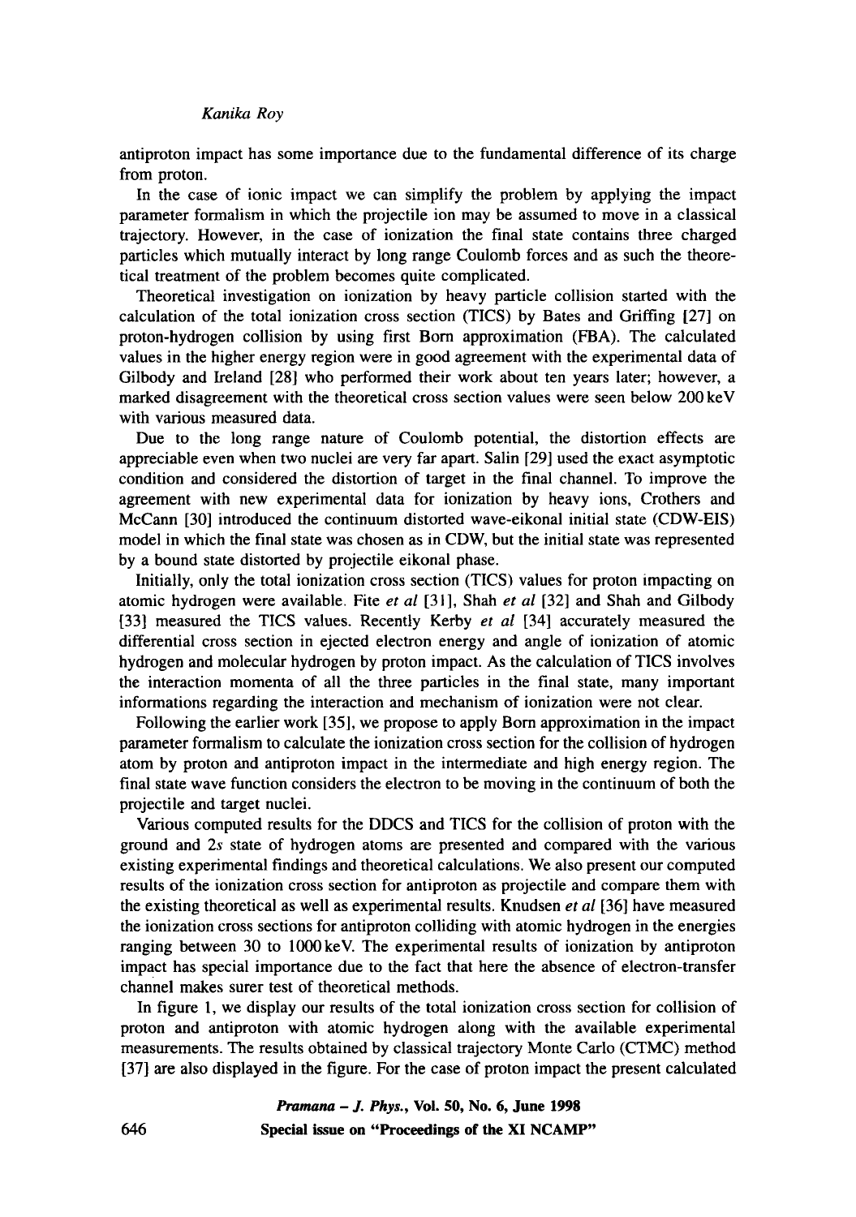antiproton impact has some importance due to the fundamental difference of its charge from proton.

In the case of ionic impact we can simplify the problem by applying the impact parameter formalism in which the projectile ion may be assumed to move in a classical trajectory. However, in the case of ionization the final state contains three charged particles which mutually interact by long range Coulomb forces and as such the theoretical treatment of the problem becomes quite complicated.

Theoretical investigation on ionization by heavy particle collision started with the calculation of the total ionization cross section (TICS) by Bates and Griffing [27] on proton-hydrogen collision by using first Born approximation (FBA). The calculated values in the higher energy region were in good agreement with the experimental data of Gilbody and Ireland [28] who performed their work about ten years later; however, a marked disagreement with the theoretical cross section values were seen below 200 keV with various measured data.

Due to the long range nature of Coulomb potential, the distortion effects are appreciable even when two nuclei are very far apart. Salin [29] used the exact asymptotic condition and considered the distortion of target in the final channel. To improve the agreement with new experimental data for ionization by heavy ions, Crothers and McCann [30] introduced the continuum distorted wave-eikonal initial state (CDW-EIS) model in which the final state was chosen as in CDW, but the initial state was represented by a bound state distorted by projectile eikonal phase.

Initially, only the total ionization cross section (TICS) values for proton impacting on atomic hydrogen were available. Fite *et al* [31], Shah *et al* [32] and Shah and Gilbody [33] measured the TICS values. Recently Kerby *et al* [34] accurately measured the differential cross section in ejected electron energy and angle of ionization of atomic hydrogen and molecular hydrogen by proton impact. As the calculation of TICS involves the interaction momenta of all the three particles in the final state, many important informations regarding the interaction and mechanism of ionization were not clear.

Following the earlier work [35], we propose to apply Born approximation in the impact parameter formalism to calculate the ionization cross section for the collision of hydrogen atom by proton and antiproton impact in the intermediate and high energy region. The final state wave function considers the electron to be moving in the continuum of both the projectile and target nuclei.

Various computed results for the DDCS and TICS for the collision of proton with the ground and $2s$ state of hydrogen atoms are presented and compared with the various existing experimental findings and theoretical calculations. We also present our computed results of the ionization cross section for antiproton as projectile and compare them with the existing theoretical as well as experimental results. Knudsen *et al* [36] have measured the ionization cross sections for antiproton colliding with atomic hydrogen in the energies ranging between 30 to 1000 keV. The experimental results of ionization by antiproton impact has special importance due to the fact that here the absence of electron-transfer channel makes surer test of theoretical methods.

In figure 1, we display our results of the total ionization cross section for collision of proton and antiproton with atomic hydrogen along with the available experimental measurements. The results obtained by classical trajectory Monte Carlo (CTMC) method [37] are also displayed in the figure. For the case of proton impact the present calculated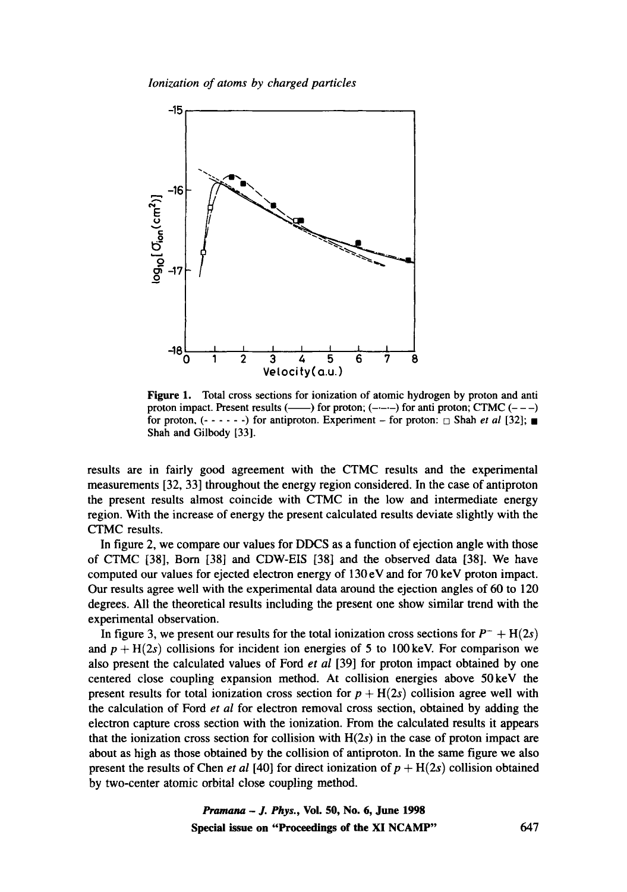**Figure 1.** Total cross sections for ionization of atomic hydrogen by proton and anti proton impact. Present results (——) for proton; (–·–·–) for anti proton; CTMC (– – –) for proton, (- - - - - -) for antiproton. Experiment – for proton: □ Shah *et al* [32]; ■ Shah and Gilbody [33].

results are in fairly good agreement with the CTMC results and the experimental measurements [32, 33] throughout the energy region considered. In the case of antiproton the present results almost coincide with CTMC in the low and intermediate energy region. With the increase of energy the present calculated results deviate slightly with the CTMC results.

In figure 2, we compare our values for DDCS as a function of ejection angle with those of CTMC [38], Born [38] and CDW-EIS [38] and the observed data [38]. We have computed our values for ejected electron energy of 130 eV and for 70 keV proton impact. Our results agree well with the experimental data around the ejection angles of 60 to 120 degrees. All the theoretical results including the present one show similar trend with the experimental observation.

In figure 3, we present our results for the total ionization cross sections for $P^- + \mathrm{H}(2s)$ and $p + \mathrm{H}(2s)$ collisions for incident ion energies of 5 to 100 keV. For comparison we also present the calculated values of Ford *et al* [39] for proton impact obtained by one centered close coupling expansion method. At collision energies above 50 keV the present results for total ionization cross section for $p + \mathrm{H}(2s)$ collision agree well with the calculation of Ford *et al* for electron removal cross section, obtained by adding the electron capture cross section with the ionization. From the calculated results it appears that the ionization cross section for collision with $\mathrm{H}(2s)$ in the case of proton impact are about as high as those obtained by the collision of antiproton. In the same figure we also present the results of Chen *et al* [40] for direct ionization of $p + \mathrm{H}(2s)$ collision obtained by two-center atomic orbital close coupling method.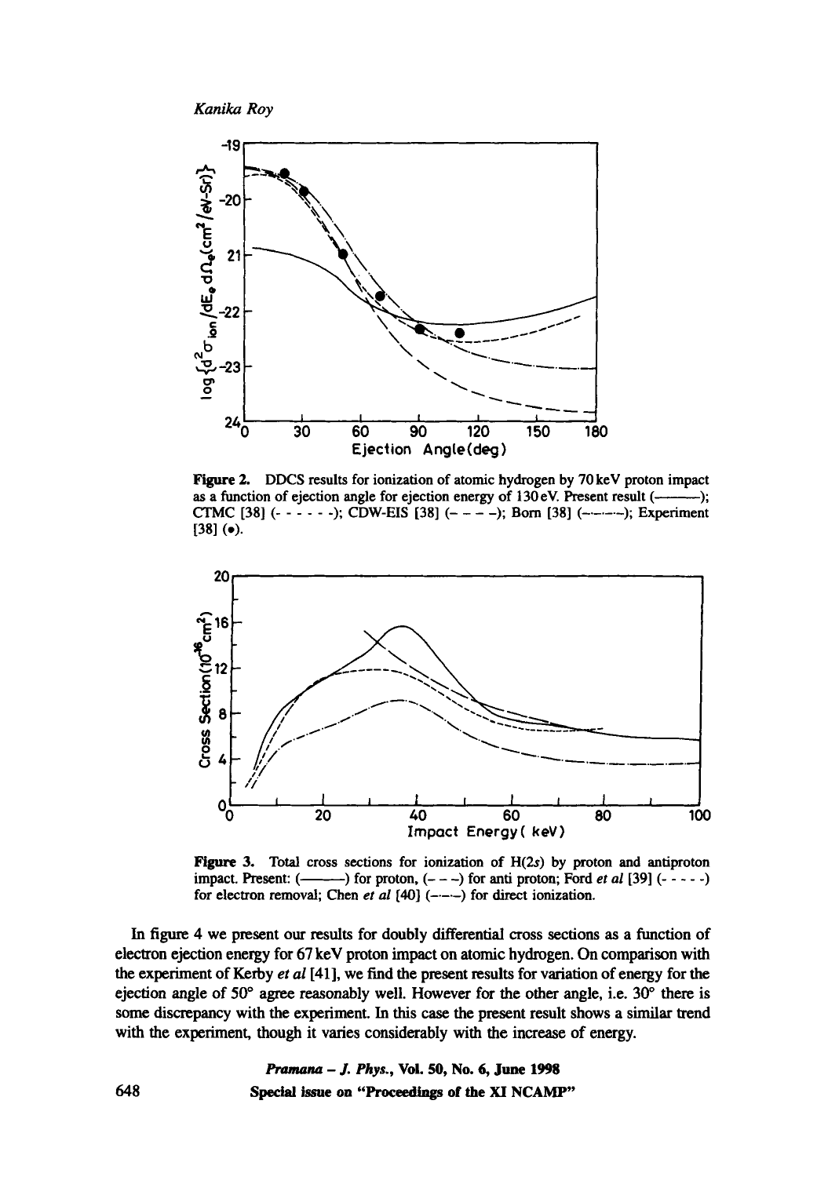**Figure 2.** DDCS results for ionization of atomic hydrogen by 70 keV proton impact as a function of ejection angle for ejection energy of 130 eV. Present result (———); CTMC [38] (- - - - - -); CDW-EIS [38] (– – – –); Born [38] (–·–·–); Experiment [38] (•).

**Figure 3.** Total cross sections for ionization of H(2*s*) by proton and antiproton impact. Present: (———) for proton, (– – –) for anti proton; Ford *et al* [39] (- - - - -) for electron removal; Chen *et al* [40] (–·–·–) for direct ionization.

In figure 4 we present our results for doubly differential cross sections as a function of electron ejection energy for 67 keV proton impact on atomic hydrogen. On comparison with the experiment of Kerby *et al* [41], we find the present results for variation of energy for the ejection angle of 50° agree reasonably well. However for the other angle, i.e. 30° there is some discrepancy with the experiment. In this case the present result shows a similar trend with the experiment, though it varies considerably with the increase of energy.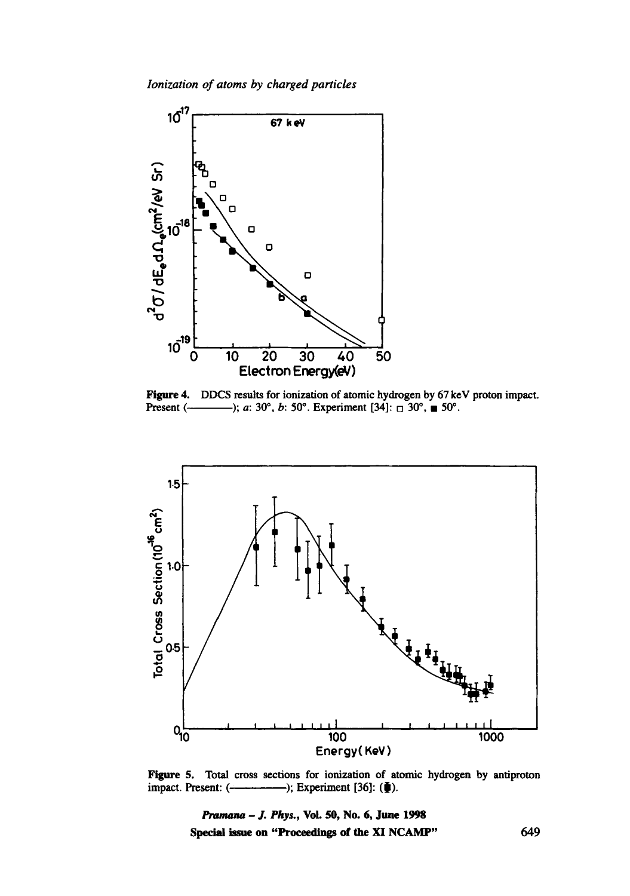**Figure 4.** DDCS results for ionization of atomic hydrogen by 67 keV proton impact. Present (————); *a*: 30°, *b*: 50°. Experiment [34]: □ 30°, ■ 50°.

**Figure 5.** Total cross sections for ionization of atomic hydrogen by antiproton impact. Present: (————); Experiment [36]: (⧯).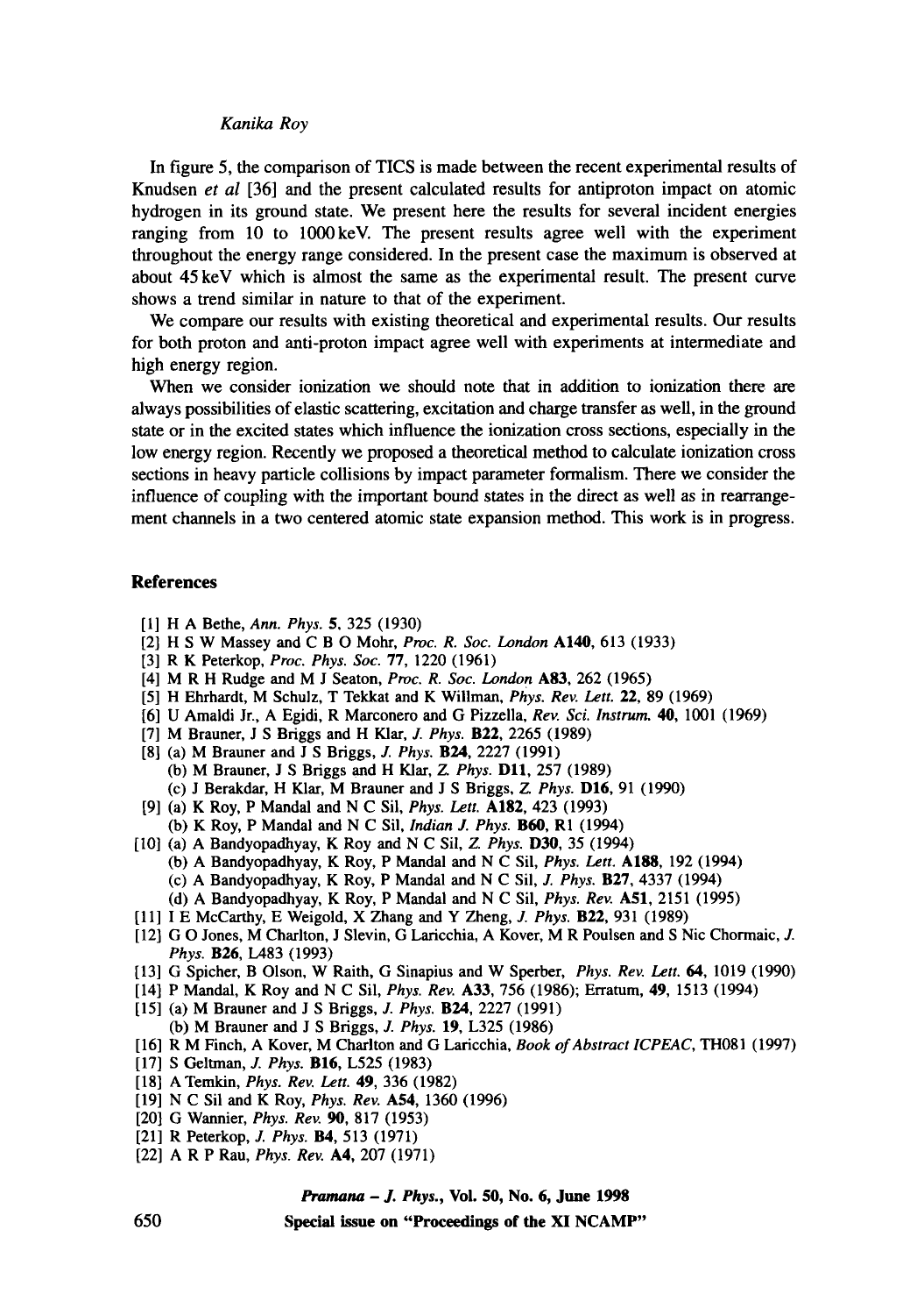In figure 5, the comparison of TICS is made between the recent experimental results of Knudsen *et al* [36] and the present calculated results for antiproton impact on atomic hydrogen in its ground state. We present here the results for several incident energies ranging from 10 to 1000 keV. The present results agree well with the experiment throughout the energy range considered. In the present case the maximum is observed at about 45 keV which is almost the same as the experimental result. The present curve shows a trend similar in nature to that of the experiment.

We compare our results with existing theoretical and experimental results. Our results for both proton and anti-proton impact agree well with experiments at intermediate and high energy region.

When we consider ionization we should note that in addition to ionization there are always possibilities of elastic scattering, excitation and charge transfer as well, in the ground state or in the excited states which influence the ionization cross sections, especially in the low energy region. Recently we proposed a theoretical method to calculate ionization cross sections in heavy particle collisions by impact parameter formalism. There we consider the influence of coupling with the important bound states in the direct as well as in rearrangement channels in a two centered atomic state expansion method. This work is in progress.

## References

[1] H A Bethe, *Ann. Phys.* **5**, 325 (1930)

[2] H S W Massey and C B O Mohr, *Proc. R. Soc. London* **A140**, 613 (1933)

[3] R K Peterkop, *Proc. Phys. Soc.* **77**, 1220 (1961)

[4] M R H Rudge and M J Seaton, *Proc. R. Soc. London* **A83**, 262 (1965)

[5] H Ehrhardt, M Schulz, T Tekkat and K Willman, *Phys. Rev. Lett.* **22**, 89 (1969)

[6] U Amaldi Jr., A Egidi, R Marconero and G Pizzella, *Rev. Sci. Instrum.* **40**, 1001 (1969)

[7] M Brauner, J S Briggs and H Klar, *J. Phys.* **B22**, 2265 (1989)

[8] (a) M Brauner and J S Briggs, *J. Phys.* **B24**, 2227 (1991)
(b) M Brauner, J S Briggs and H Klar, *Z. Phys.* **D11**, 257 (1989)
(c) J Berakdar, H Klar, M Brauner and J S Briggs, *Z. Phys.* **D16**, 91 (1990)

[9] (a) K Roy, P Mandal and N C Sil, *Phys. Lett.* **A182**, 423 (1993)
(b) K Roy, P Mandal and N C Sil, *Indian J. Phys.* **B60**, R1 (1994)

[10] (a) A Bandyopadhyay, K Roy and N C Sil, *Z. Phys.* **D30**, 35 (1994)
(b) A Bandyopadhyay, K Roy, P Mandal and N C Sil, *Phys. Lett.* **A188**, 192 (1994)
(c) A Bandyopadhyay, K Roy, P Mandal and N C Sil, *J. Phys.* **B27**, 4337 (1994)
(d) A Bandyopadhyay, K Roy, P Mandal and N C Sil, *Phys. Rev.* **A51**, 2151 (1995)

[11] I E McCarthy, E Weigold, X Zhang and Y Zheng, *J. Phys.* **B22**, 931 (1989)

[12] G O Jones, M Charlton, J Slevin, G Laricchia, A Kover, M R Poulsen and S Nic Chormaic, *J. Phys.* **B26**, L483 (1993)

[13] G Spicher, B Olson, W Raith, G Sinapius and W Sperber, *Phys. Rev. Lett.* **64**, 1019 (1990)

[14] P Mandal, K Roy and N C Sil, *Phys. Rev.* **A33**, 756 (1986); Erratum, **49**, 1513 (1994)

[15] (a) M Brauner and J S Briggs, *J. Phys.* **B24**, 2227 (1991)
(b) M Brauner and J S Briggs, *J. Phys.* **19**, L325 (1986)

[16] R M Finch, A Kover, M Charlton and G Laricchia, *Book of Abstract ICPEAC*, TH081 (1997)

[17] S Geltman, *J. Phys.* **B16**, L525 (1983)

[18] A Temkin, *Phys. Rev. Lett.* **49**, 336 (1982)

[19] N C Sil and K Roy, *Phys. Rev.* **A54**, 1360 (1996)

[20] G Wannier, *Phys. Rev.* **90**, 817 (1953)

[21] R Peterkop, *J. Phys.* **B4**, 513 (1971)

[22] A R P Rau, *Phys. Rev.* **A4**, 207 (1971)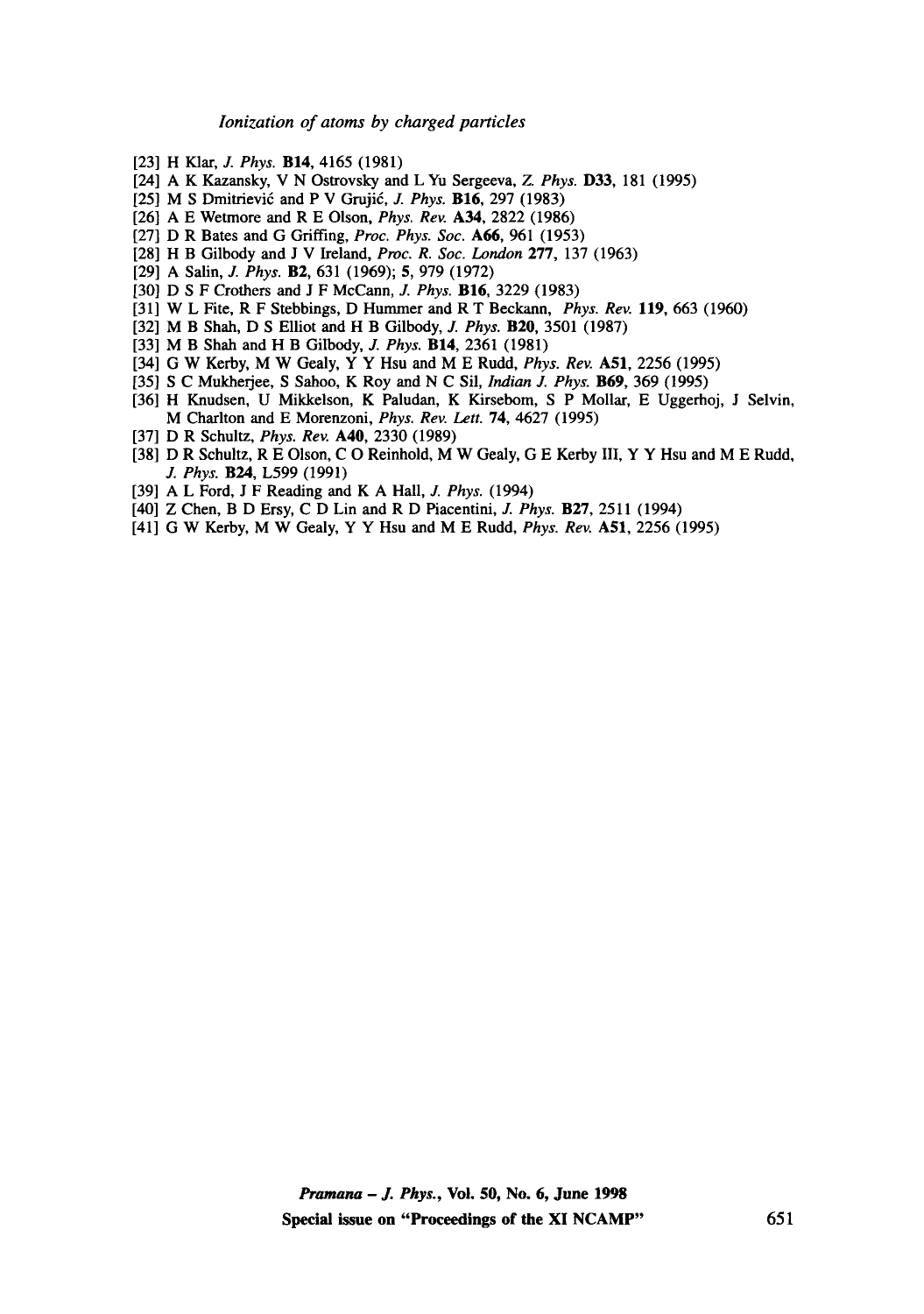[23] H Klar, *J. Phys.* **B14**, 4165 (1981)

[24] A K Kazansky, V N Ostrovsky and L Yu Sergeeva, *Z. Phys.* **D33**, 181 (1995)

[25] M S Dmitrievič and P V Grujič, *J. Phys.* **B16**, 297 (1983)

[26] A E Wetmore and R E Olson, *Phys. Rev.* **A34**, 2822 (1986)

[27] D R Bates and G Griffing, *Proc. Phys. Soc.* **A66**, 961 (1953)

[28] H B Gilbody and J V Ireland, *Proc. R. Soc. London* **277**, 137 (1963)

[29] A Salin, *J. Phys.* **B2**, 631 (1969); **5**, 979 (1972)

[30] D S F Crothers and J F McCann, *J. Phys.* **B16**, 3229 (1983)

[31] W L Fite, R F Stebbings, D Hummer and R T Beckann, *Phys. Rev.* **119**, 663 (1960)

[32] M B Shah, D S Elliot and H B Gilbody, *J. Phys.* **B20**, 3501 (1987)

[33] M B Shah and H B Gilbody, *J. Phys.* **B14**, 2361 (1981)

[34] G W Kerby, M W Gealy, Y Y Hsu and M E Rudd, *Phys. Rev.* **A51**, 2256 (1995)

[35] S C Mukherjee, S Sahoo, K Roy and N C Sil, *Indian J. Phys.* **B69**, 369 (1995)

[36] H Knudsen, U Mikkelson, K Paludan, K Kirsebom, S P Mollar, E Uggerhoj, J Selvin, M Charlton and E Morenzoni, *Phys. Rev. Lett.* **74**, 4627 (1995)

[37] D R Schultz, *Phys. Rev.* **A40**, 2330 (1989)

[38] D R Schultz, R E Olson, C O Reinhold, M W Gealy, G E Kerby III, Y Y Hsu and M E Rudd, *J. Phys.* **B24**, L599 (1991)

[39] A L Ford, J F Reading and K A Hall, *J. Phys.* (1994)

[40] Z Chen, B D Ersy, C D Lin and R D Piacentini, *J. Phys.* **B27**, 2511 (1994)

[41] G W Kerby, M W Gealy, Y Y Hsu and M E Rudd, *Phys. Rev.* **A51**, 2256 (1995)